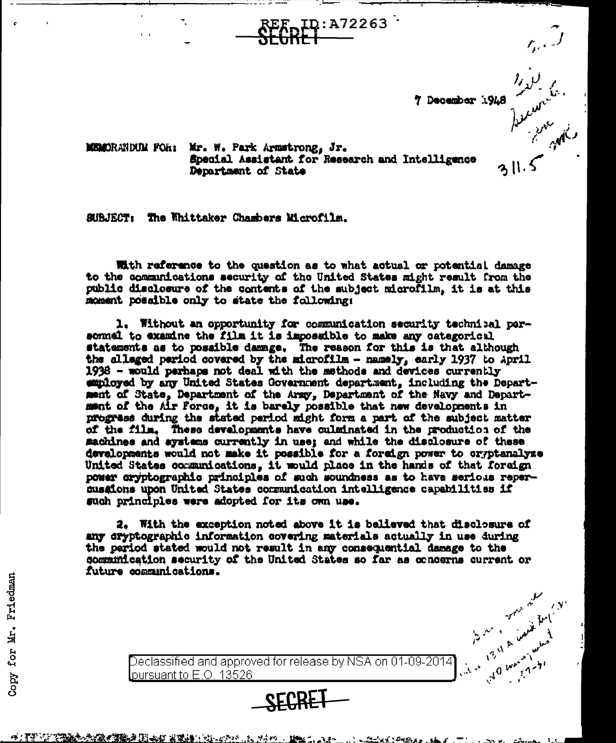REF ID:A72263

SECRET

7 December 1948

311.5

MEMORANDUM FOR: Mr. W. Park Armstrong, Jr.
Special Assistant for Research and Intelligence
Department of State

SUBJECT: The Whittaker Chambers Microfilm.

With reference to the question as to what actual or potential damage to the communications security of the United States might result from the public disclosure of the contents of the subject microfilm, it is at this moment possible only to state the following:

1. Without an opportunity for communication security technical personnel to examine the film it is impossible to make any categorical statements as to possible damage. The reason for this is that although the alleged period covered by the microfilm - namely, early 1937 to April 1938 - would perhaps not deal with the methods and devices currently employed by any United States Government department, including the Department of State, Department of the Army, Department of the Navy and Department of the Air Force, it is barely possible that new developments in progress during the stated period might form a part of the subject matter of the film. These developments have culminated in the production of the machines and systems currently in use; and while the disclosure of these developments would not make it possible for a foreign power to cryptanalyze United States communications, it would place in the hands of that foreign power cryptographic principles of such soundness as to have serious repercussions upon United States communication intelligence capabilities if such principles were adopted for its own use.

2. With the exception noted above it is believed that disclosure of any cryptographic information covering materials actually in use during the period stated would not result in any consequential damage to the communication security of the United States so far as concerns current or future communications.

Declassified and approved for release by NSA on 01-09-2014 pursuant to E.O. 13526

Copy for Mr. Friedman

SECRET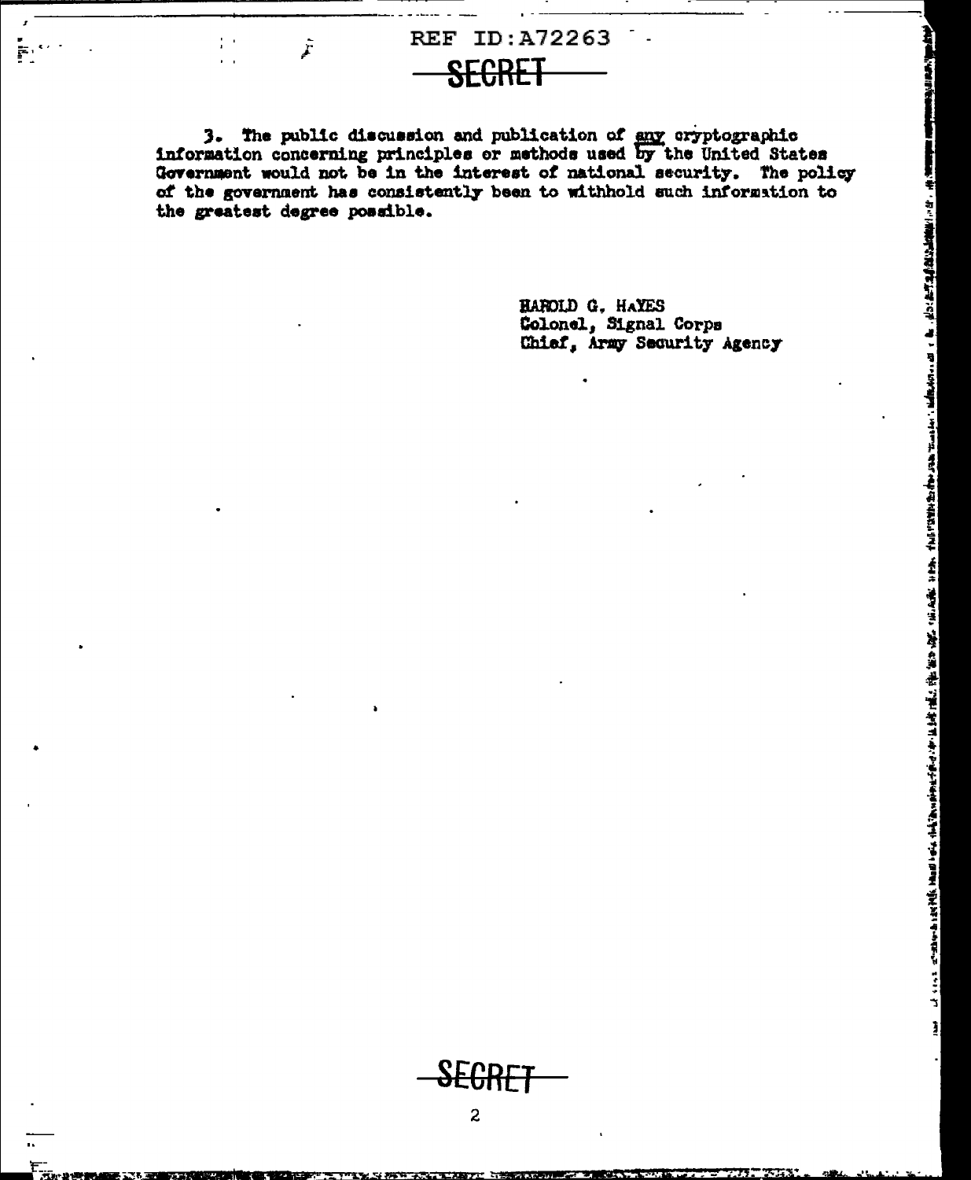REF ID:A72263

SECRET

3. The public discussion and publication of any cryptographic information concerning principles or methods used by the United States Government would not be in the interest of national security. The policy of the government has consistently been to withhold such information to the greatest degree possible.

HAROLD G. HAYES
Colonel, Signal Corps
Chief, Army Security Agency

SECRET